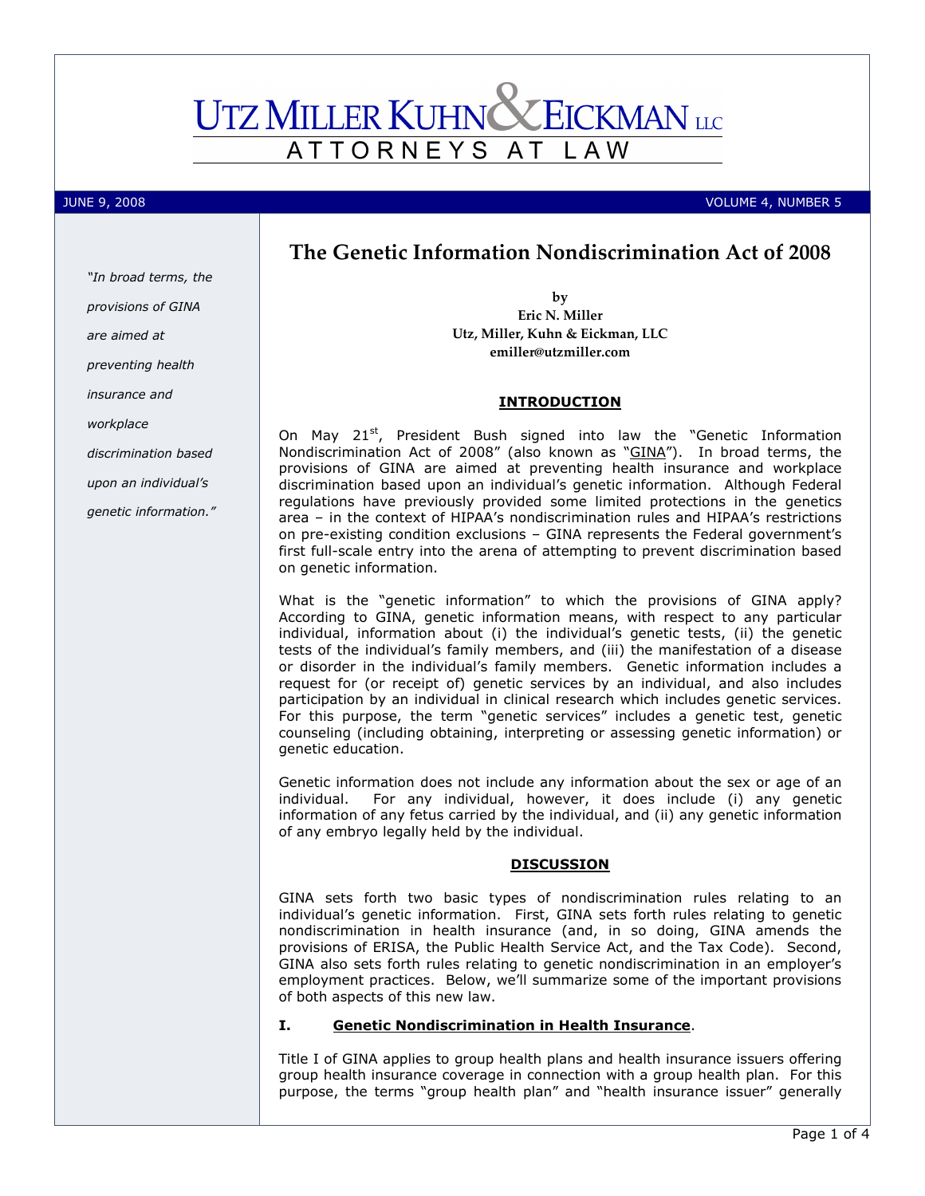# UTZ MILLER KUHN & EICKMAN LLC

ATTORNEYS AT LAW

JUNE 9, 2008 VOLUME 4, NUMBER 5

*"In broad terms, the provisions of GINA are aimed at preventing health insurance and workplace discrimination based upon an individual's genetic information."*

## The Genetic Information Nondiscrimination Act of 2008

**by**
**Eric N. Miller**
**Utz, Miller, Kuhn & Eickman, LLC**
**emiller@utzmiller.com**

### INTRODUCTION

On May 21st, President Bush signed into law the "Genetic Information Nondiscrimination Act of 2008" (also known as "GINA"). In broad terms, the provisions of GINA are aimed at preventing health insurance and workplace discrimination based upon an individual's genetic information. Although Federal regulations have previously provided some limited protections in the genetics area – in the context of HIPAA's nondiscrimination rules and HIPAA's restrictions on pre-existing condition exclusions – GINA represents the Federal government's first full-scale entry into the arena of attempting to prevent discrimination based on genetic information.

What is the "genetic information" to which the provisions of GINA apply? According to GINA, genetic information means, with respect to any particular individual, information about (i) the individual's genetic tests, (ii) the genetic tests of the individual's family members, and (iii) the manifestation of a disease or disorder in the individual's family members. Genetic information includes a request for (or receipt of) genetic services by an individual, and also includes participation by an individual in clinical research which includes genetic services. For this purpose, the term "genetic services" includes a genetic test, genetic counseling (including obtaining, interpreting or assessing genetic information) or genetic education.

Genetic information does not include any information about the sex or age of an individual. For any individual, however, it does include (i) any genetic information of any fetus carried by the individual, and (ii) any genetic information of any embryo legally held by the individual.

### DISCUSSION

GINA sets forth two basic types of nondiscrimination rules relating to an individual's genetic information. First, GINA sets forth rules relating to genetic nondiscrimination in health insurance (and, in so doing, GINA amends the provisions of ERISA, the Public Health Service Act, and the Tax Code). Second, GINA also sets forth rules relating to genetic nondiscrimination in an employer's employment practices. Below, we'll summarize some of the important provisions of both aspects of this new law.

#### I. Genetic Nondiscrimination in Health Insurance.

Title I of GINA applies to group health plans and health insurance issuers offering group health insurance coverage in connection with a group health plan. For this purpose, the terms "group health plan" and "health insurance issuer" generally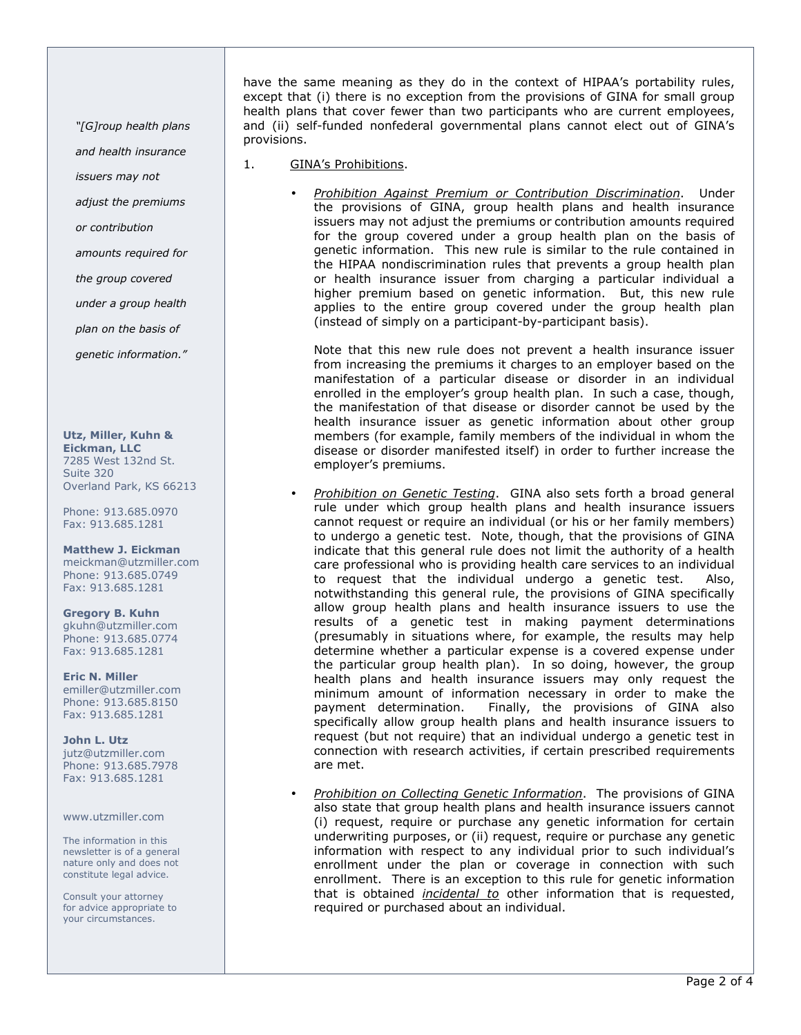have the same meaning as they do in the context of HIPAA's portability rules, except that (i) there is no exception from the provisions of GINA for small group health plans that cover fewer than two participants who are current employees, and (ii) self-funded nonfederal governmental plans cannot elect out of GINA's provisions.

1. GINA's Prohibitions.

- *Prohibition Against Premium or Contribution Discrimination*. Under the provisions of GINA, group health plans and health insurance issuers may not adjust the premiums or contribution amounts required for the group covered under a group health plan on the basis of genetic information. This new rule is similar to the rule contained in the HIPAA nondiscrimination rules that prevents a group health plan or health insurance issuer from charging a particular individual a higher premium based on genetic information. But, this new rule applies to the entire group covered under the group health plan (instead of simply on a participant-by-participant basis).

  Note that this new rule does not prevent a health insurance issuer from increasing the premiums it charges to an employer based on the manifestation of a particular disease or disorder in an individual enrolled in the employer's group health plan. In such a case, though, the manifestation of that disease or disorder cannot be used by the health insurance issuer as genetic information about other group members (for example, family members of the individual in whom the disease or disorder manifested itself) in order to further increase the employer's premiums.

- *Prohibition on Genetic Testing*. GINA also sets forth a broad general rule under which group health plans and health insurance issuers cannot request or require an individual (or his or her family members) to undergo a genetic test. Note, though, that the provisions of GINA indicate that this general rule does not limit the authority of a health care professional who is providing health care services to an individual to request that the individual undergo a genetic test. Also, notwithstanding this general rule, the provisions of GINA specifically allow group health plans and health insurance issuers to use the results of a genetic test in making payment determinations (presumably in situations where, for example, the results may help determine whether a particular expense is a covered expense under the particular group health plan). In so doing, however, the group health plans and health insurance issuers may only request the minimum amount of information necessary in order to make the payment determination. Finally, the provisions of GINA also specifically allow group health plans and health insurance issuers to request (but not require) that an individual undergo a genetic test in connection with research activities, if certain prescribed requirements are met.

- *Prohibition on Collecting Genetic Information*. The provisions of GINA also state that group health plans and health insurance issuers cannot (i) request, require or purchase any genetic information for certain underwriting purposes, or (ii) request, require or purchase any genetic information with respect to any individual prior to such individual's enrollment under the plan or coverage in connection with such enrollment. There is an exception to this rule for genetic information that is obtained ***incidental to*** other information that is requested, required or purchased about an individual.

*"[G]roup health plans and health insurance issuers may not adjust the premiums or contribution amounts required for the group covered under a group health plan on the basis of genetic information."*

**Utz, Miller, Kuhn & Eickman, LLC**
7285 West 132nd St.
Suite 320
Overland Park, KS 66213

Phone: 913.685.0970
Fax: 913.685.1281

**Matthew J. Eickman**
meickman@utzmiller.com
Phone: 913.685.0749
Fax: 913.685.1281

**Gregory B. Kuhn**
gkuhn@utzmiller.com
Phone: 913.685.0774
Fax: 913.685.1281

**Eric N. Miller**
emiller@utzmiller.com
Phone: 913.685.8150
Fax: 913.685.1281

**John L. Utz**
jutz@utzmiller.com
Phone: 913.685.7978
Fax: 913.685.1281

www.utzmiller.com

The information in this newsletter is of a general nature only and does not constitute legal advice.

Consult your attorney for advice appropriate to your circumstances.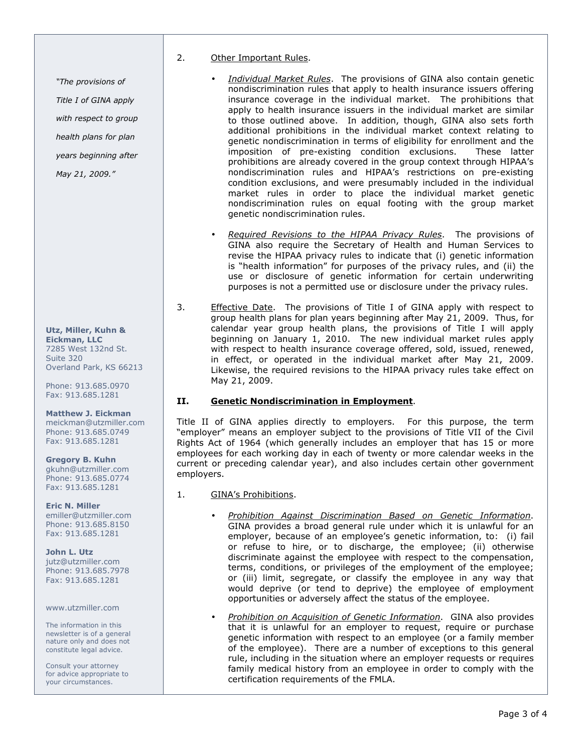2. Other Important Rules.

- *Individual Market Rules*. The provisions of GINA also contain genetic nondiscrimination rules that apply to health insurance issuers offering insurance coverage in the individual market. The prohibitions that apply to health insurance issuers in the individual market are similar to those outlined above. In addition, though, GINA also sets forth additional prohibitions in the individual market context relating to genetic nondiscrimination in terms of eligibility for enrollment and the imposition of pre-existing condition exclusions. These latter prohibitions are already covered in the group context through HIPAA's nondiscrimination rules and HIPAA's restrictions on pre-existing condition exclusions, and were presumably included in the individual market rules in order to place the individual market genetic nondiscrimination rules on equal footing with the group market genetic nondiscrimination rules.

- *Required Revisions to the HIPAA Privacy Rules*. The provisions of GINA also require the Secretary of Health and Human Services to revise the HIPAA privacy rules to indicate that (i) genetic information is "health information" for purposes of the privacy rules, and (ii) the use or disclosure of genetic information for certain underwriting purposes is not a permitted use or disclosure under the privacy rules.

3. Effective Date. The provisions of Title I of GINA apply with respect to group health plans for plan years beginning after May 21, 2009. Thus, for calendar year group health plans, the provisions of Title I will apply beginning on January 1, 2010. The new individual market rules apply with respect to health insurance coverage offered, sold, issued, renewed, in effect, or operated in the individual market after May 21, 2009. Likewise, the required revisions to the HIPAA privacy rules take effect on May 21, 2009.

## II. Genetic Nondiscrimination in Employment.

Title II of GINA applies directly to employers. For this purpose, the term "employer" means an employer subject to the provisions of Title VII of the Civil Rights Act of 1964 (which generally includes an employer that has 15 or more employees for each working day in each of twenty or more calendar weeks in the current or preceding calendar year), and also includes certain other government employers.

1. GINA's Prohibitions.

- *Prohibition Against Discrimination Based on Genetic Information*. GINA provides a broad general rule under which it is unlawful for an employer, because of an employee's genetic information, to: (i) fail or refuse to hire, or to discharge, the employee; (ii) otherwise discriminate against the employee with respect to the compensation, terms, conditions, or privileges of the employment of the employee; or (iii) limit, segregate, or classify the employee in any way that would deprive (or tend to deprive) the employee of employment opportunities or adversely affect the status of the employee.

- *Prohibition on Acquisition of Genetic Information*. GINA also provides that it is unlawful for an employer to request, require or purchase genetic information with respect to an employee (or a family member of the employee). There are a number of exceptions to this general rule, including in the situation where an employer requests or requires family medical history from an employee in order to comply with the certification requirements of the FMLA.

*"The provisions of Title I of GINA apply with respect to group health plans for plan years beginning after May 21, 2009."*

**Utz, Miller, Kuhn & Eickman, LLC**
7285 West 132nd St.
Suite 320
Overland Park, KS 66213

Phone: 913.685.0970
Fax: 913.685.1281

**Matthew J. Eickman**
meickman@utzmiller.com
Phone: 913.685.0749
Fax: 913.685.1281

**Gregory B. Kuhn**
gkuhn@utzmiller.com
Phone: 913.685.0774
Fax: 913.685.1281

**Eric N. Miller**
emiller@utzmiller.com
Phone: 913.685.8150
Fax: 913.685.1281

**John L. Utz**
jutz@utzmiller.com
Phone: 913.685.7978
Fax: 913.685.1281

www.utzmiller.com

The information in this newsletter is of a general nature only and does not constitute legal advice.

Consult your attorney for advice appropriate to your circumstances.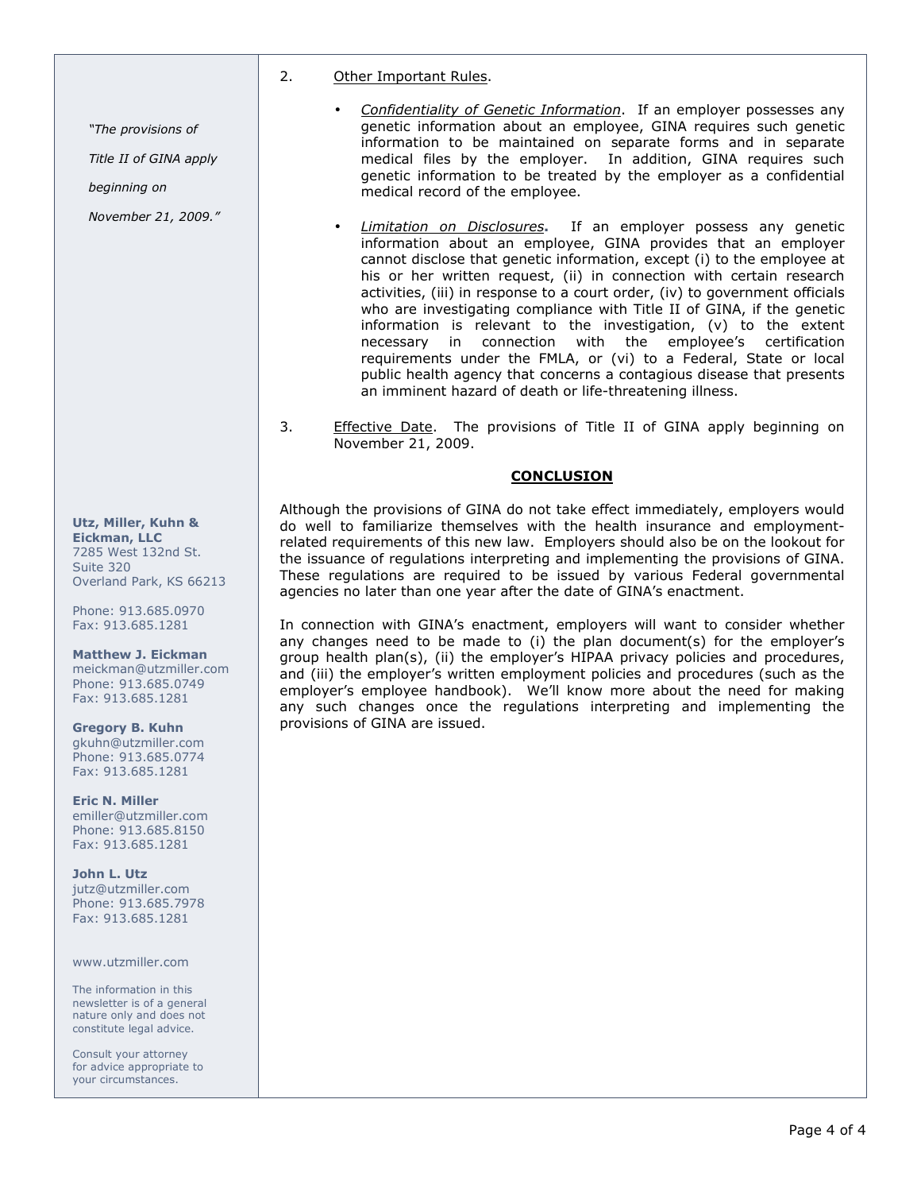2. Other Important Rules.

- *Confidentiality of Genetic Information*. If an employer possesses any genetic information about an employee, GINA requires such genetic information to be maintained on separate forms and in separate medical files by the employer. In addition, GINA requires such genetic information to be treated by the employer as a confidential medical record of the employee.

- *Limitation on Disclosures*. If an employer possess any genetic information about an employee, GINA provides that an employer cannot disclose that genetic information, except (i) to the employee at his or her written request, (ii) in connection with certain research activities, (iii) in response to a court order, (iv) to government officials who are investigating compliance with Title II of GINA, if the genetic information is relevant to the investigation, (v) to the extent necessary in connection with the employee's certification requirements under the FMLA, or (vi) to a Federal, State or local public health agency that concerns a contagious disease that presents an imminent hazard of death or life-threatening illness.

3. Effective Date. The provisions of Title II of GINA apply beginning on November 21, 2009.

*"The provisions of Title II of GINA apply beginning on November 21, 2009."*

## CONCLUSION

Although the provisions of GINA do not take effect immediately, employers would do well to familiarize themselves with the health insurance and employment-related requirements of this new law. Employers should also be on the lookout for the issuance of regulations interpreting and implementing the provisions of GINA. These regulations are required to be issued by various Federal governmental agencies no later than one year after the date of GINA's enactment.

In connection with GINA's enactment, employers will want to consider whether any changes need to be made to (i) the plan document(s) for the employer's group health plan(s), (ii) the employer's HIPAA privacy policies and procedures, and (iii) the employer's written employment policies and procedures (such as the employer's employee handbook). We'll know more about the need for making any such changes once the regulations interpreting and implementing the provisions of GINA are issued.

**Utz, Miller, Kuhn & Eickman, LLC**
7285 West 132nd St.
Suite 320
Overland Park, KS 66213

Phone: 913.685.0970
Fax: 913.685.1281

**Matthew J. Eickman**
meickman@utzmiller.com
Phone: 913.685.0749
Fax: 913.685.1281

**Gregory B. Kuhn**
gkuhn@utzmiller.com
Phone: 913.685.0774
Fax: 913.685.1281

**Eric N. Miller**
emiller@utzmiller.com
Phone: 913.685.8150
Fax: 913.685.1281

**John L. Utz**
jutz@utzmiller.com
Phone: 913.685.7978
Fax: 913.685.1281

www.utzmiller.com

The information in this newsletter is of a general nature only and does not constitute legal advice.

Consult your attorney for advice appropriate to your circumstances.